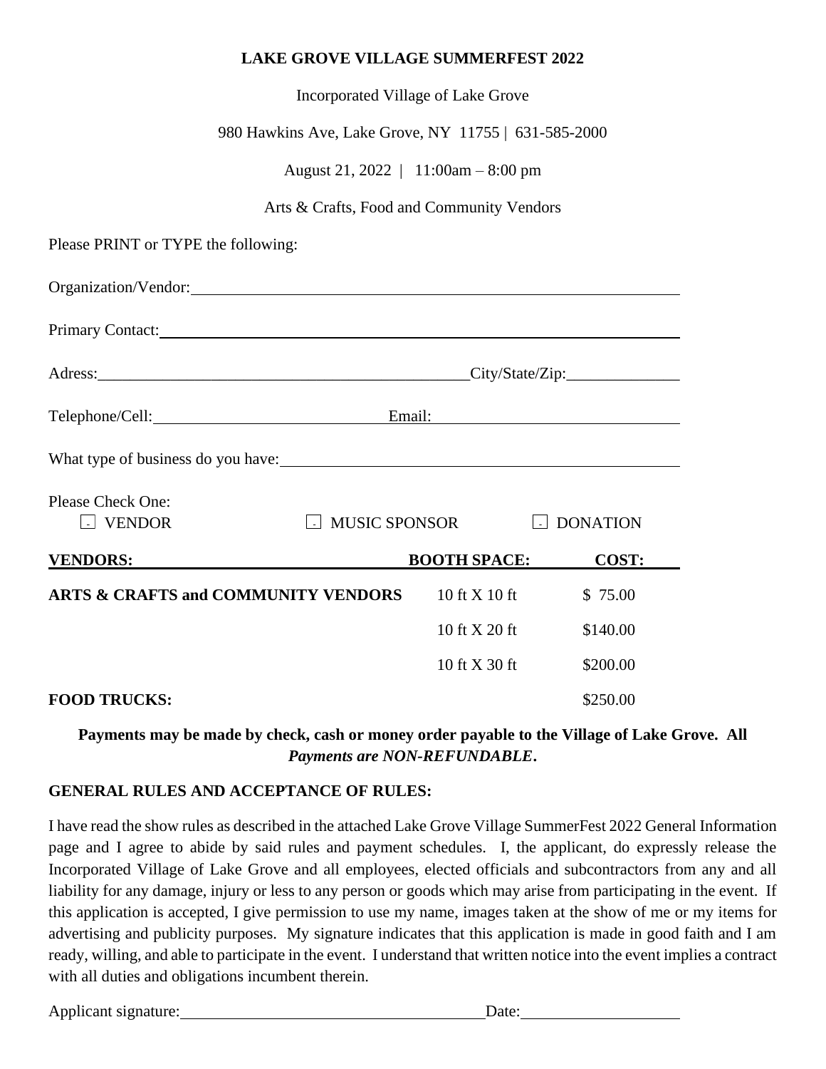# LAKE GROVE VILLAGE SUMMERFEST 2022

Incorporated Village of Lake Grove

980 Hawkins Ave, Lake Grove, NY 11755 | 631-585-2000

August 21, 2022 | 11:00am – 8:00 pm

Arts & Crafts, Food and Community Vendors

Please PRINT or TYPE the following:

Organization/Vendor: ______________________________________________

Primary Contact: ______________________________________________

Adress: ______________________________________________ City/State/Zip: ______________

Telephone/Cell: ____________________________ Email: ____________________________

What type of business do you have: ______________________________________________

Please Check One:

☐ VENDOR ☐ MUSIC SPONSOR ☐ DONATION

| VENDORS: | BOOTH SPACE: | COST: |
|---|---|---|
| **ARTS & CRAFTS and COMMUNITY VENDORS** | 10 ft X 10 ft | $ 75.00 |
| | 10 ft X 20 ft | $140.00 |
| | 10 ft X 30 ft | $200.00 |
| **FOOD TRUCKS:** | | $250.00 |

**Payments may be made by check, cash or money order payable to the Village of Lake Grove. All *Payments are NON-REFUNDABLE*.**

**GENERAL RULES AND ACCEPTANCE OF RULES:**

I have read the show rules as described in the attached Lake Grove Village SummerFest 2022 General Information page and I agree to abide by said rules and payment schedules. I, the applicant, do expressly release the Incorporated Village of Lake Grove and all employees, elected officials and subcontractors from any and all liability for any damage, injury or less to any person or goods which may arise from participating in the event. If this application is accepted, I give permission to use my name, images taken at the show of me or my items for advertising and publicity purposes. My signature indicates that this application is made in good faith and I am ready, willing, and able to participate in the event. I understand that written notice into the event implies a contract with all duties and obligations incumbent therein.

Applicant signature: ______________________________________ Date: ____________________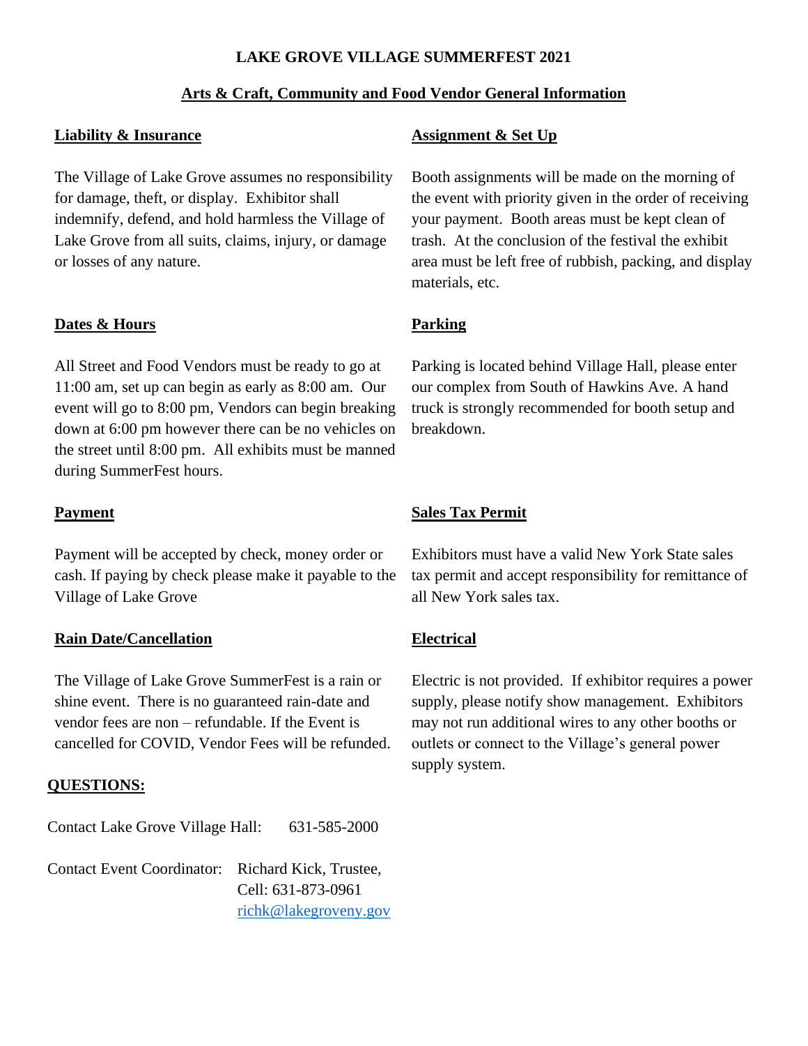# LAKE GROVE VILLAGE SUMMERFEST 2021

## Arts & Craft, Community and Food Vendor General Information

### Liability & Insurance

The Village of Lake Grove assumes no responsibility for damage, theft, or display. Exhibitor shall indemnify, defend, and hold harmless the Village of Lake Grove from all suits, claims, injury, or damage or losses of any nature.

### Dates & Hours

All Street and Food Vendors must be ready to go at 11:00 am, set up can begin as early as 8:00 am. Our event will go to 8:00 pm, Vendors can begin breaking down at 6:00 pm however there can be no vehicles on the street until 8:00 pm. All exhibits must be manned during SummerFest hours.

### Payment

Payment will be accepted by check, money order or cash. If paying by check please make it payable to the Village of Lake Grove

### Rain Date/Cancellation

The Village of Lake Grove SummerFest is a rain or shine event. There is no guaranteed rain-date and vendor fees are non – refundable. If the Event is cancelled for COVID, Vendor Fees will be refunded.

### Assignment & Set Up

Booth assignments will be made on the morning of the event with priority given in the order of receiving your payment. Booth areas must be kept clean of trash. At the conclusion of the festival the exhibit area must be left free of rubbish, packing, and display materials, etc.

### Parking

Parking is located behind Village Hall, please enter our complex from South of Hawkins Ave. A hand truck is strongly recommended for booth setup and breakdown.

### Sales Tax Permit

Exhibitors must have a valid New York State sales tax permit and accept responsibility for remittance of all New York sales tax.

### Electrical

Electric is not provided. If exhibitor requires a power supply, please notify show management. Exhibitors may not run additional wires to any other booths or outlets or connect to the Village's general power supply system.

### QUESTIONS:

Contact Lake Grove Village Hall: 631-585-2000

Contact Event Coordinator: Richard Kick, Trustee,
Cell: 631-873-0961
richk@lakegroveny.gov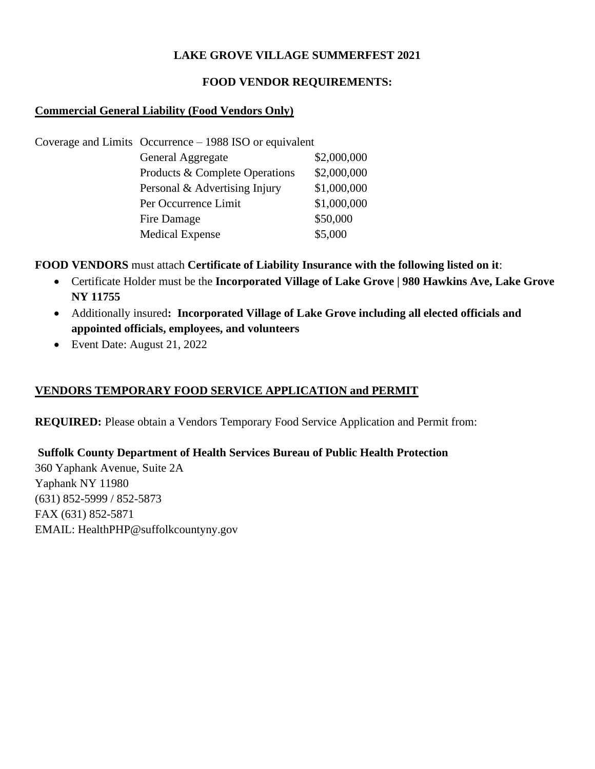**LAKE GROVE VILLAGE SUMMERFEST 2021**

**FOOD VENDOR REQUIREMENTS:**

**Commercial General Liability (Food Vendors Only)**

| | | |
|---|---|---|
| Coverage and Limits | Occurrence – 1988 ISO or equivalent | |
| | General Aggregate | \$2,000,000 |
| | Products & Complete Operations | \$2,000,000 |
| | Personal & Advertising Injury | \$1,000,000 |
| | Per Occurrence Limit | \$1,000,000 |
| | Fire Damage | \$50,000 |
| | Medical Expense | \$5,000 |

**FOOD VENDORS** must attach **Certificate of Liability Insurance with the following listed on it**:

- Certificate Holder must be the **Incorporated Village of Lake Grove | 980 Hawkins Ave, Lake Grove NY 11755**
- Additionally insured**: Incorporated Village of Lake Grove including all elected officials and appointed officials, employees, and volunteers**
- Event Date: August 21, 2022

**VENDORS TEMPORARY FOOD SERVICE APPLICATION and PERMIT**

**REQUIRED:** Please obtain a Vendors Temporary Food Service Application and Permit from:

**Suffolk County Department of Health Services Bureau of Public Health Protection**
360 Yaphank Avenue, Suite 2A
Yaphank NY 11980
(631) 852-5999 / 852-5873
FAX (631) 852-5871
EMAIL: HealthPHP@suffolkcountyny.gov